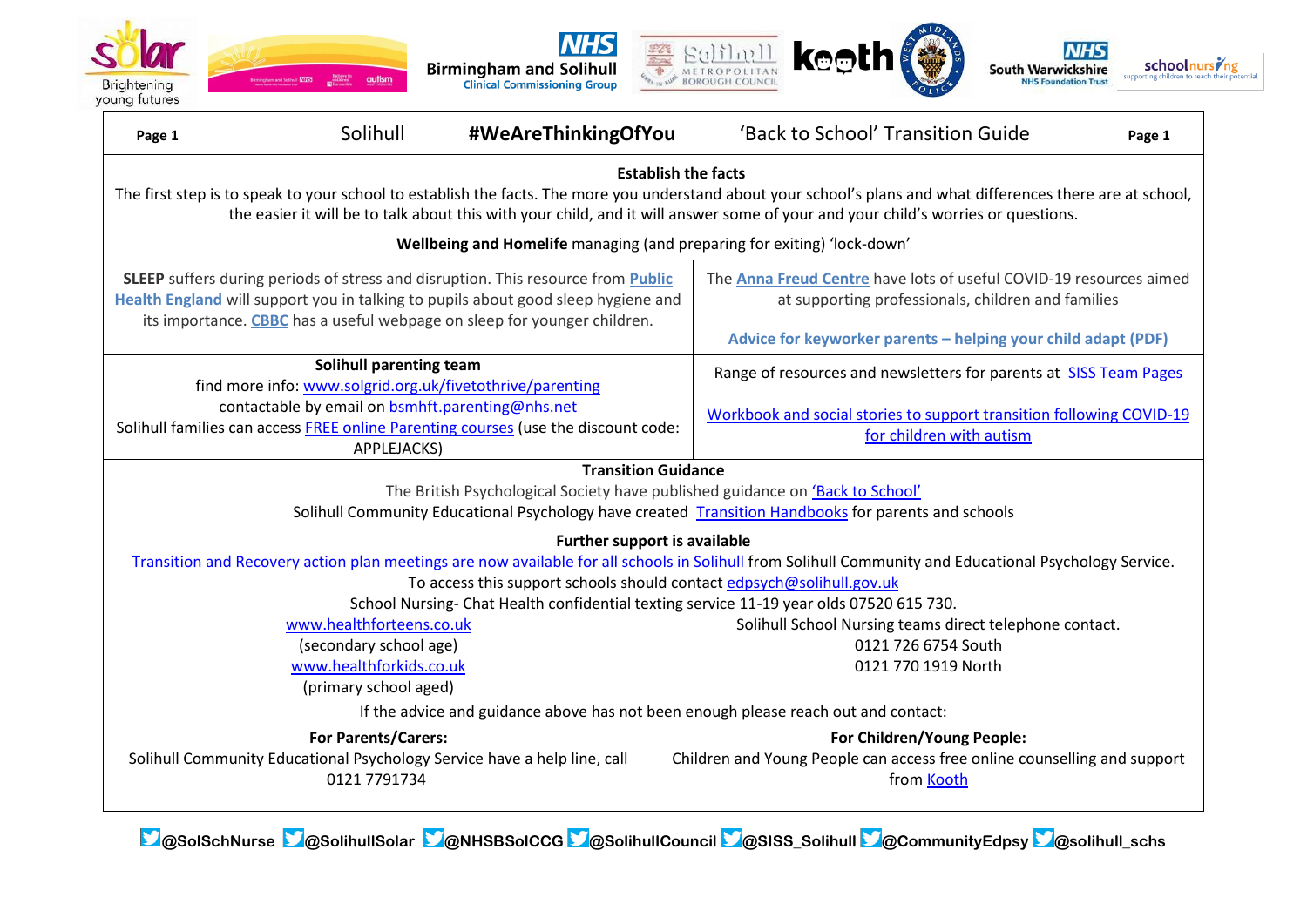Solihull **#WeAreThinkingOfYou** 'Back to School' Transition Guide

## Establish the facts

The first step is to speak to your school to establish the facts. The more you understand about your school's plans and what differences there are at school, the easier it will be to talk about this with your child, and it will answer some of your and your child's worries or questions.

## Wellbeing and Homelife managing (and preparing for exiting) 'lock-down'

**SLEEP** suffers during periods of stress and disruption. This resource from **Public Health England** will support you in talking to pupils about good sleep hygiene and its importance. **CBBC** has a useful webpage on sleep for younger children.

The **Anna Freud Centre** have lots of useful COVID-19 resources aimed at supporting professionals, children and families

**Advice for keyworker parents – helping your child adapt (PDF)**

**Solihull parenting team**
find more info: www.solgrid.org.uk/fivetothrive/parenting
contactable by email on bsmhft.parenting@nhs.net
Solihull families can access FREE online Parenting courses (use the discount code: APPLEJACKS)

Range of resources and newsletters for parents at SISS Team Pages

Workbook and social stories to support transition following COVID-19 for children with autism

## Transition Guidance

The British Psychological Society have published guidance on 'Back to School'
Solihull Community Educational Psychology have created Transition Handbooks for parents and schools

## Further support is available

Transition and Recovery action plan meetings are now available for all schools in Solihull from Solihull Community and Educational Psychology Service.
To access this support schools should contact edpsych@solihull.gov.uk
School Nursing- Chat Health confidential texting service 11-19 year olds 07520 615 730.

www.healthforteens.co.uk
(secondary school age)
www.healthforkids.co.uk
(primary school aged)

Solihull School Nursing teams direct telephone contact.
0121 726 6754 South
0121 770 1919 North

If the advice and guidance above has not been enough please reach out and contact:

**For Parents/Carers:**
Solihull Community Educational Psychology Service have a help line, call 0121 7791734

**For Children/Young People:**
Children and Young People can access free online counselling and support from Kooth

@SolSchNurse @SolihullSolar @NHSBSolCCG @SolihullCouncil @SISS_Solihull @CommunityEdpsy @solihull_schs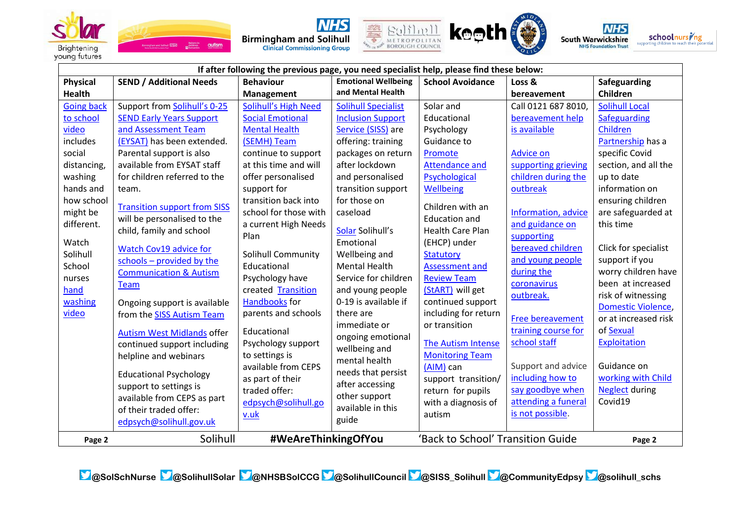If after following the previous page, you need specialist help, please find these below:

| Physical Health | SEND / Additional Needs | Behaviour Management | Emotional Wellbeing and Mental Health | School Avoidance | Loss & bereavement | Safeguarding Children |
|---|---|---|---|---|---|---|
| Going back to school video includes social distancing, washing hands and how school might be different.<br><br>Watch Solihull School nurses hand washing video | Support from Solihull's 0-25 SEND Early Years Support and Assessment Team (EYSAT) has been extended. Parental support is also available from EYSAT staff for children referred to the team.<br><br>Transition support from SISS will be personalised to the child, family and school<br><br>Watch Cov19 advice for schools – provided by the Communication & Autism Team<br><br>Ongoing support is available from the SISS Autism Team<br><br>Autism West Midlands offer continued support including helpline and webinars<br><br>Educational Psychology support to settings is available from CEPS as part of their traded offer: edpsych@solihull.gov.uk | Solihull's High Need Social Emotional Mental Health (SEMH) Team continue to support at this time and will offer personalised support for transition back into school for those with a current High Needs Plan<br><br>Solihull Community Educational Psychology have created Transition Handbooks for parents and schools<br><br>Educational Psychology support to settings is available from CEPS as part of their traded offer: edpsych@solihull.gov.uk | Solihull Specialist Inclusion Support Service (SISS) are offering: training packages on return after lockdown and personalised transition support for those on caseload<br><br>Solar Solihull's Emotional Wellbeing and Mental Health Service for children and young people 0-19 is available if there are immediate or ongoing emotional wellbeing and mental health needs that persist after accessing other support available in this guide | Solar and Educational Psychology Guidance to Promote Attendance and Psychological Wellbeing<br><br>Children with an Education and Health Care Plan (EHCP) under Statutory Assessment and Review Team (StART) will get continued support including for return or transition<br><br>The Autism Intense Monitoring Team (AIM) can support transition/ return for pupils with a diagnosis of autism | Call 0121 687 8010, bereavement help is available<br><br>Advice on supporting grieving children during the outbreak<br><br>Information, advice and guidance on supporting bereaved children and young people during the coronavirus outbreak.<br><br>Free bereavement training course for school staff<br><br>Support and advice including how to say goodbye when attending a funeral is not possible. | Solihull Local Safeguarding Children Partnership has a specific Covid section, and all the up to date information on ensuring children are safeguarded at this time<br><br>Click for specialist support if you worry children have been at increased risk of witnessing Domestic Violence, or at increased risk of Sexual Exploitation<br><br>Guidance on working with Child Neglect during Covid19 |

Solihull **#WeAreThinkingOfYou** 'Back to School' Transition Guide

@SolSchNurse @SolihullSolar @NHSBSolCCG @SolihullCouncil @SISS_Solihull @CommunityEdpsy @solihull_schs